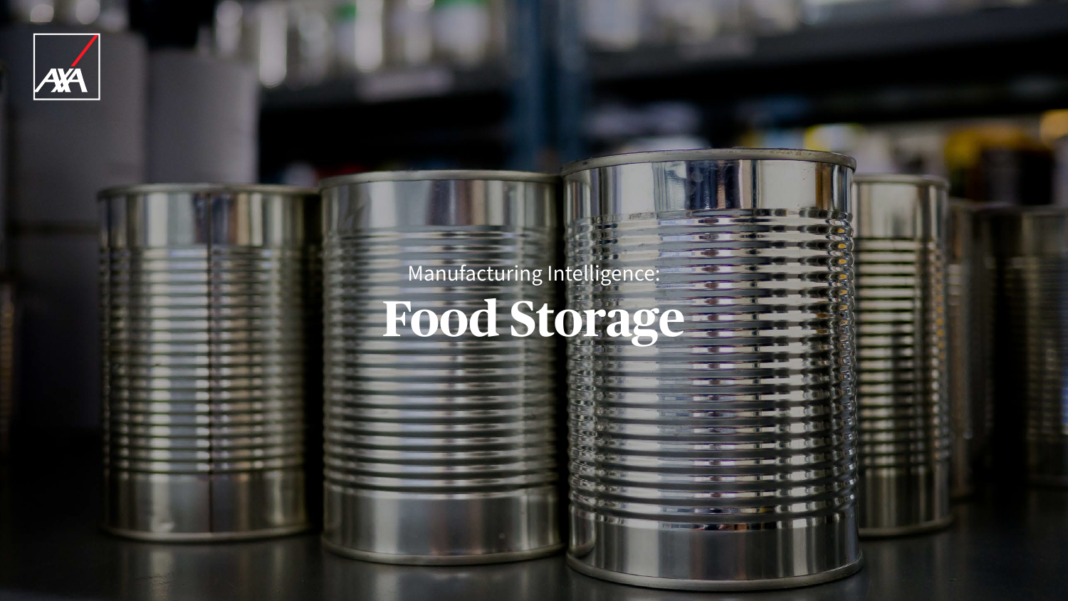Manufacturing Intelligence:

# Food Storage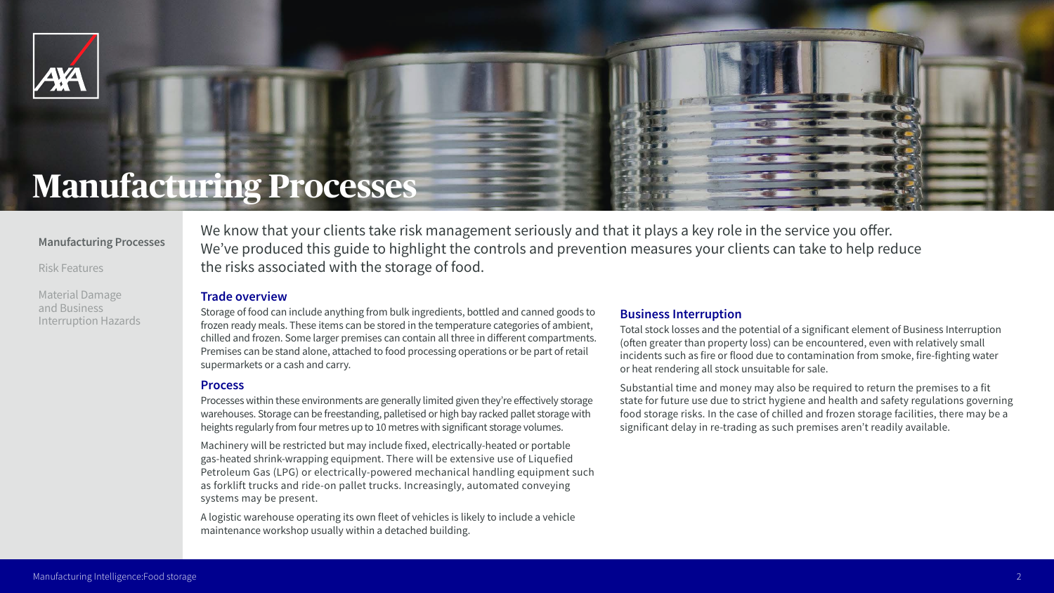# Manufacturing Processes

We know that your clients take risk management seriously and that it plays a key role in the service you offer. We've produced this guide to highlight the controls and prevention measures your clients can take to help reduce the risks associated with the storage of food.

## Trade overview

Storage of food can include anything from bulk ingredients, bottled and canned goods to frozen ready meals. These items can be stored in the temperature categories of ambient, chilled and frozen. Some larger premises can contain all three in different compartments. Premises can be stand alone, attached to food processing operations or be part of retail supermarkets or a cash and carry.

## Process

Processes within these environments are generally limited given they're effectively storage warehouses. Storage can be freestanding, palletised or high bay racked pallet storage with heights regularly from four metres up to 10 metres with significant storage volumes.

Machinery will be restricted but may include fixed, electrically-heated or portable gas-heated shrink-wrapping equipment. There will be extensive use of Liquefied Petroleum Gas (LPG) or electrically-powered mechanical handling equipment such as forklift trucks and ride-on pallet trucks. Increasingly, automated conveying systems may be present.

A logistic warehouse operating its own fleet of vehicles is likely to include a vehicle maintenance workshop usually within a detached building.

## Business Interruption

Total stock losses and the potential of a significant element of Business Interruption (often greater than property loss) can be encountered, even with relatively small incidents such as fire or flood due to contamination from smoke, fire-fighting water or heat rendering all stock unsuitable for sale.

Substantial time and money may also be required to return the premises to a fit state for future use due to strict hygiene and health and safety regulations governing food storage risks. In the case of chilled and frozen storage facilities, there may be a significant delay in re-trading as such premises aren't readily available.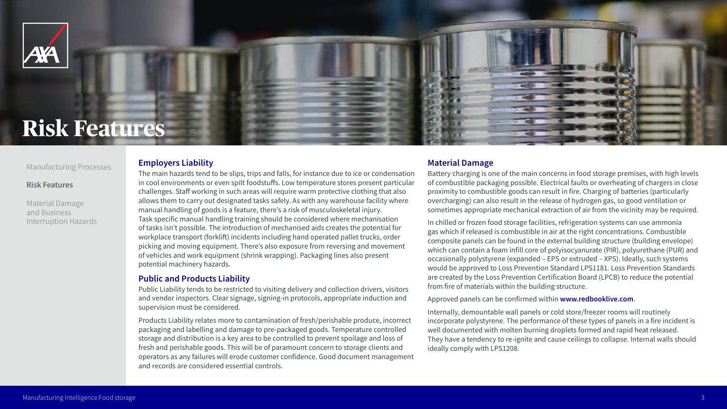# Risk Features

## Employers Liability

The main hazards tend to be slips, trips and falls, for instance due to ice or condensation in cool environments or even spilt foodstuffs. Low temperature stores present particular challenges. Staff working in such areas will require warm protective clothing that also allows them to carry out designated tasks safely. As with any warehouse facility where manual handling of goods is a feature, there's a risk of musculoskeletal injury. Task specific manual handling training should be considered where mechanisation of tasks isn't possible. The introduction of mechanised aids creates the potential for workplace transport (forklift) incidents including hand operated pallet trucks, order picking and moving equipment. There's also exposure from reversing and movement of vehicles and work equipment (shrink wrapping). Packaging lines also present potential machinery hazards.

## Public and Products Liability

Public Liability tends to be restricted to visiting delivery and collection drivers, visitors and vendor inspectors. Clear signage, signing-in protocols, appropriate induction and supervision must be considered.

Products Liability relates more to contamination of fresh/perishable produce, incorrect packaging and labelling and damage to pre-packaged goods. Temperature controlled storage and distribution is a key area to be controlled to prevent spoilage and loss of fresh and perishable goods. This will be of paramount concern to storage clients and operators as any failures will erode customer confidence. Good document management and records are considered essential controls.

## Material Damage

Battery charging is one of the main concerns in food storage premises, with high levels of combustible packaging possible. Electrical faults or overheating of chargers in close proximity to combustible goods can result in fire. Charging of batteries (particularly overcharging) can also result in the release of hydrogen gas, so good ventilation or sometimes appropriate mechanical extraction of air from the vicinity may be required.

In chilled or frozen food storage facilities, refrigeration systems can use ammonia gas which if released is combustible in air at the right concentrations. Combustible composite panels can be found in the external building structure (building envelope) which can contain a foam infill core of polyisocyanurate (PIR), polyurethane (PUR) and occasionally polystyrene (expanded – EPS or extruded – XPS). Ideally, such systems would be approved to Loss Prevention Standard LPS1181. Loss Prevention Standards are created by the Loss Prevention Certification Board (LPCB) to reduce the potential from fire of materials within the building structure.

Approved panels can be confirmed within **www.redbooklive.com**.

Internally, demountable wall panels or cold store/freezer rooms will routinely incorporate polystyrene. The performance of these types of panels in a fire incident is well documented with molten burning droplets formed and rapid heat released. They have a tendency to re-ignite and cause ceilings to collapse. Internal walls should ideally comply with LPS1208.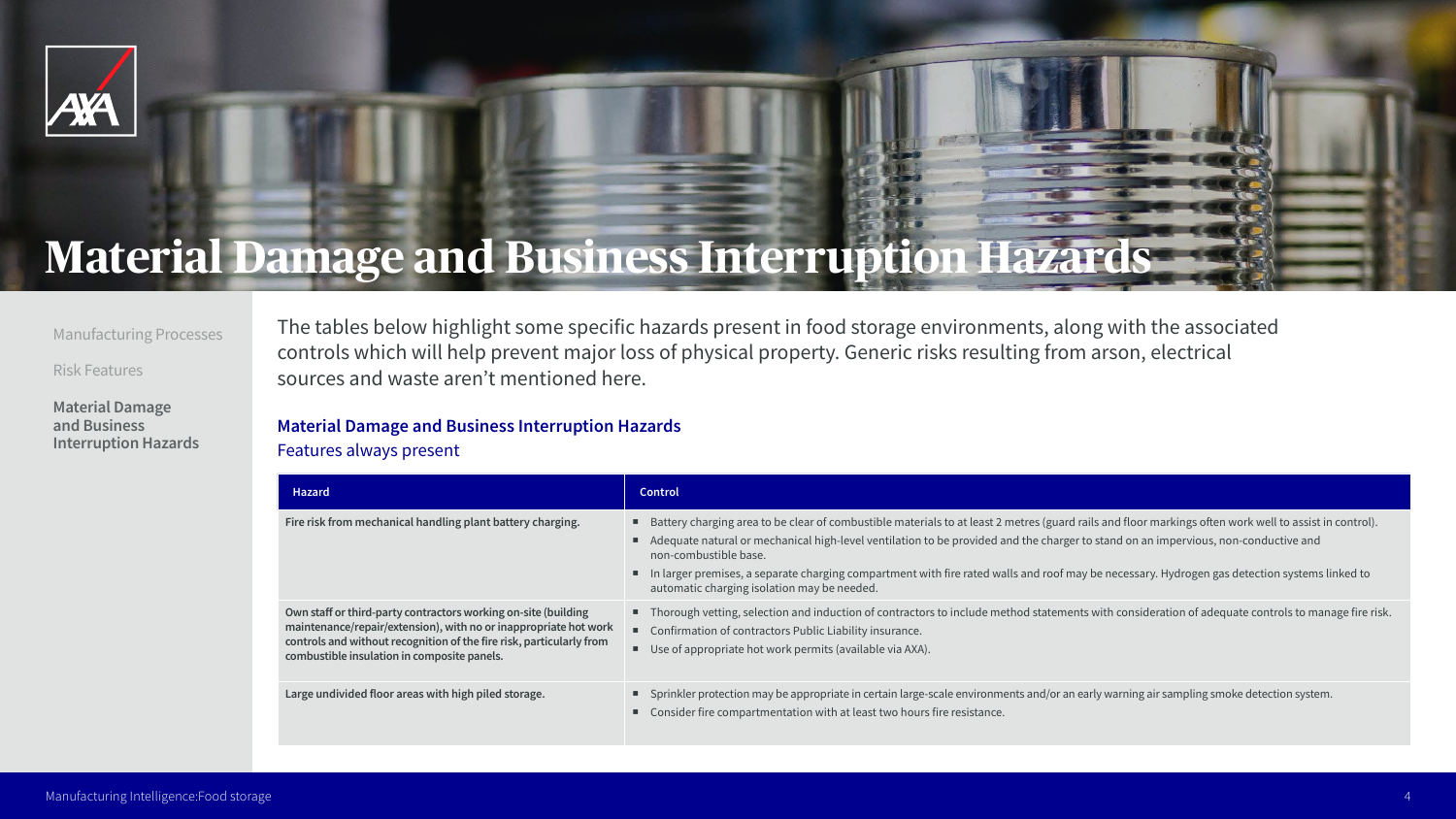# Material Damage and Business Interruption Hazards

Manufacturing Processes

Risk Features

**Material Damage and Business Interruption Hazards**

The tables below highlight some specific hazards present in food storage environments, along with the associated controls which will help prevent major loss of physical property. Generic risks resulting from arson, electrical sources and waste aren't mentioned here.

### Material Damage and Business Interruption Hazards

Features always present

| Hazard | Control |
|---|---|
| **Fire risk from mechanical handling plant battery charging.** | ■ Battery charging area to be clear of combustible materials to at least 2 metres (guard rails and floor markings often work well to assist in control).<br>■ Adequate natural or mechanical high-level ventilation to be provided and the charger to stand on an impervious, non-conductive and non-combustible base.<br>■ In larger premises, a separate charging compartment with fire rated walls and roof may be necessary. Hydrogen gas detection systems linked to automatic charging isolation may be needed. |
| **Own staff or third-party contractors working on-site (building maintenance/repair/extension), with no or inappropriate hot work controls and without recognition of the fire risk, particularly from combustible insulation in composite panels.** | ■ Thorough vetting, selection and induction of contractors to include method statements with consideration of adequate controls to manage fire risk.<br>■ Confirmation of contractors Public Liability insurance.<br>■ Use of appropriate hot work permits (available via AXA). |
| **Large undivided floor areas with high piled storage.** | ■ Sprinkler protection may be appropriate in certain large-scale environments and/or an early warning air sampling smoke detection system.<br>■ Consider fire compartmentation with at least two hours fire resistance. |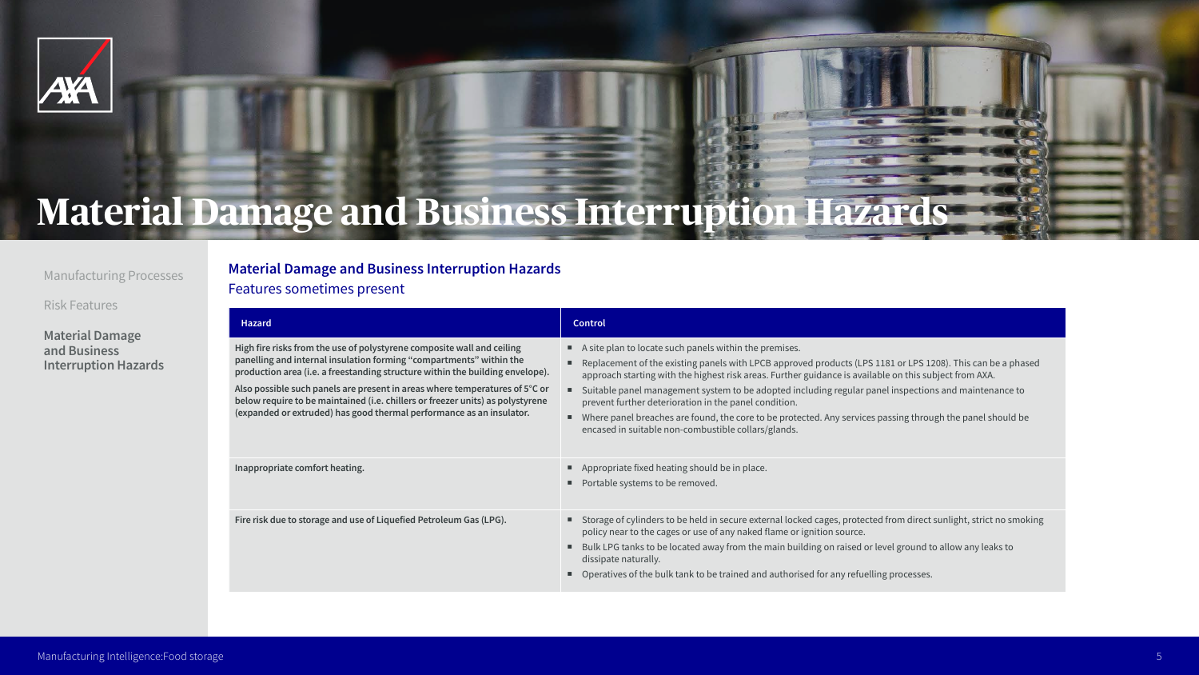# Material Damage and Business Interruption Hazards

Manufacturing Processes

Risk Features

**Material Damage and Business Interruption Hazards**

## Material Damage and Business Interruption Hazards

Features sometimes present

| Hazard | Control |
|---|---|
| **High fire risks from the use of polystyrene composite wall and ceiling panelling and internal insulation forming "compartments" within the production area (i.e. a freestanding structure within the building envelope).** <br><br> **Also possible such panels are present in areas where temperatures of 5°C or below require to be maintained (i.e. chillers or freezer units) as polystyrene (expanded or extruded) has good thermal performance as an insulator.** | ▪ A site plan to locate such panels within the premises. <br> ▪ Replacement of the existing panels with LPCB approved products (LPS 1181 or LPS 1208). This can be a phased approach starting with the highest risk areas. Further guidance is available on this subject from AXA. <br> ▪ Suitable panel management system to be adopted including regular panel inspections and maintenance to prevent further deterioration in the panel condition. <br> ▪ Where panel breaches are found, the core to be protected. Any services passing through the panel should be encased in suitable non-combustible collars/glands. |
| **Inappropriate comfort heating.** | ▪ Appropriate fixed heating should be in place. <br> ▪ Portable systems to be removed. |
| **Fire risk due to storage and use of Liquefied Petroleum Gas (LPG).** | ▪ Storage of cylinders to be held in secure external locked cages, protected from direct sunlight, strict no smoking policy near to the cages or use of any naked flame or ignition source. <br> ▪ Bulk LPG tanks to be located away from the main building on raised or level ground to allow any leaks to dissipate naturally. <br> ▪ Operatives of the bulk tank to be trained and authorised for any refuelling processes. |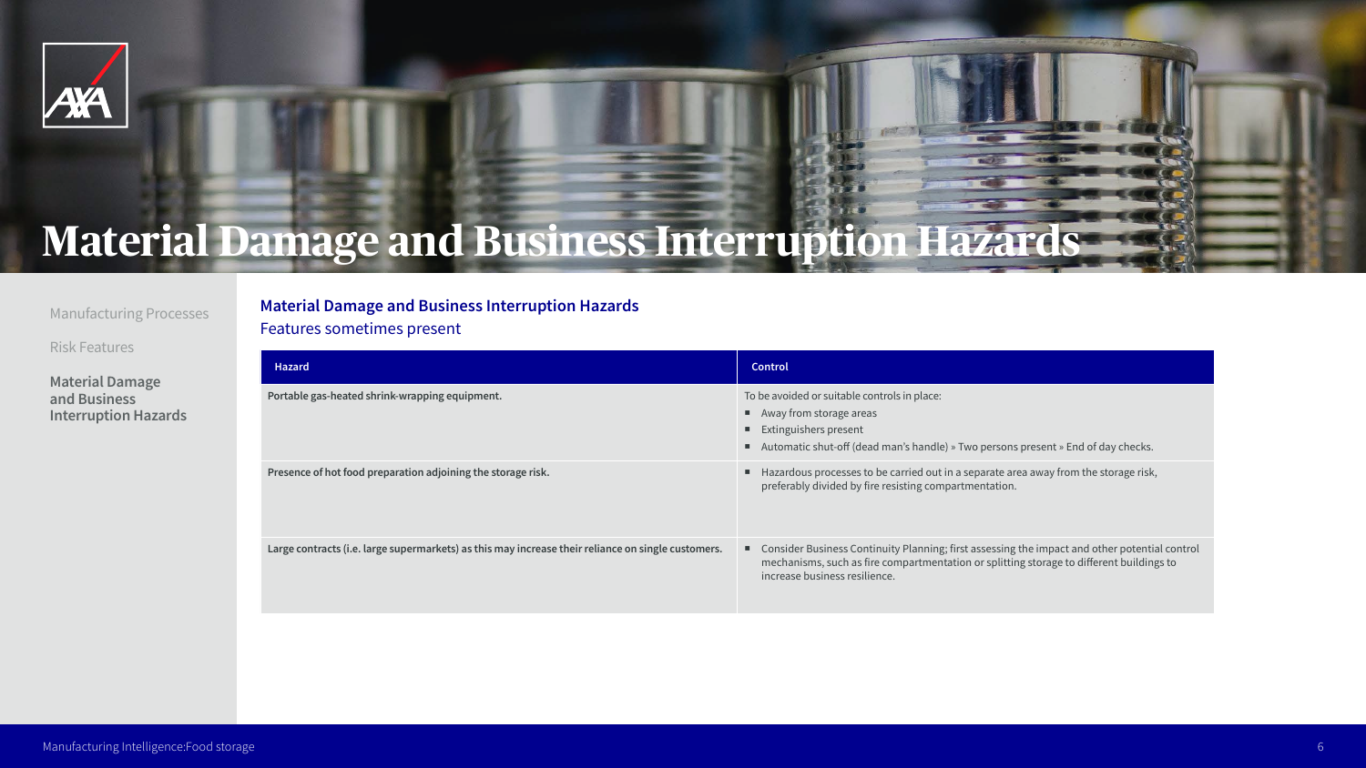# Material Damage and Business Interruption Hazards

Manufacturing Processes

Risk Features

**Material Damage and Business Interruption Hazards**

## Material Damage and Business Interruption Hazards

Features sometimes present

| Hazard | Control |
| --- | --- |
| **Portable gas-heated shrink-wrapping equipment.** | To be avoided or suitable controls in place:<br>▪ Away from storage areas<br>▪ Extinguishers present<br>▪ Automatic shut-off (dead man's handle) » Two persons present » End of day checks. |
| **Presence of hot food preparation adjoining the storage risk.** | ▪ Hazardous processes to be carried out in a separate area away from the storage risk, preferably divided by fire resisting compartmentation. |
| **Large contracts (i.e. large supermarkets) as this may increase their reliance on single customers.** | ▪ Consider Business Continuity Planning; first assessing the impact and other potential control mechanisms, such as fire compartmentation or splitting storage to different buildings to increase business resilience. |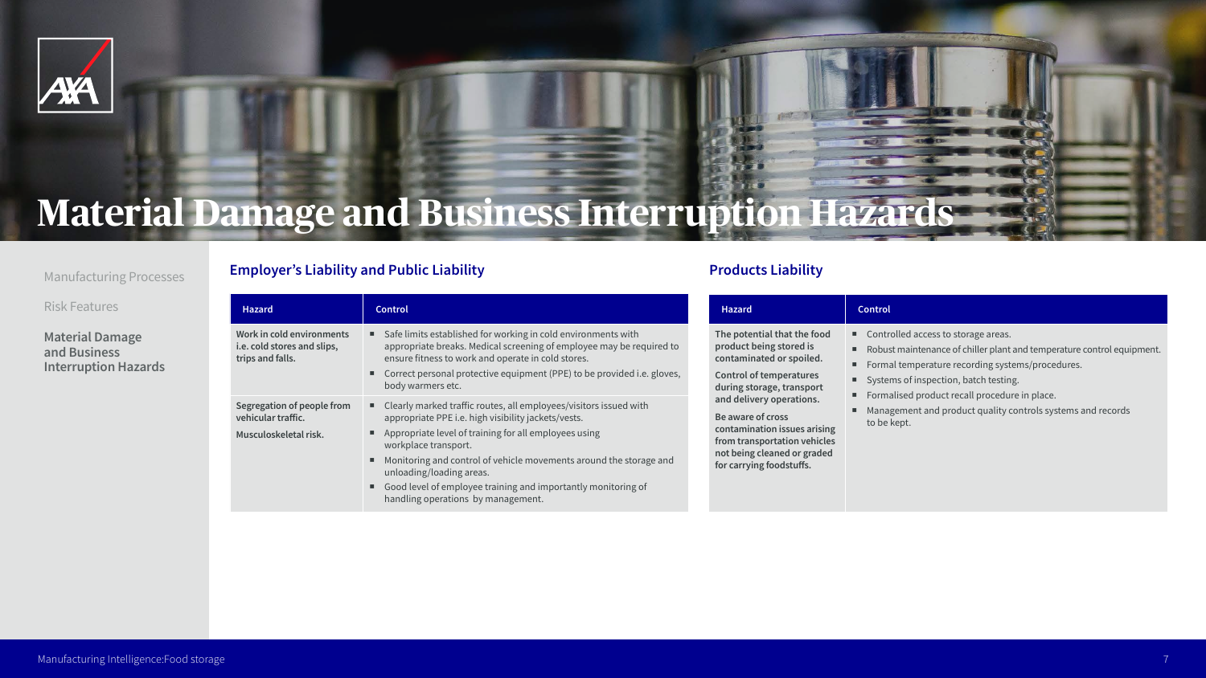# Material Damage and Business Interruption Hazards

## Employer's Liability and Public Liability

| Hazard | Control |
|---|---|
| **Work in cold environments i.e. cold stores and slips, trips and falls.** | ■ Safe limits established for working in cold environments with appropriate breaks. Medical screening of employee may be required to ensure fitness to work and operate in cold stores.<br>■ Correct personal protective equipment (PPE) to be provided i.e. gloves, body warmers etc. |
| **Segregation of people from vehicular traffic.**<br><br>**Musculoskeletal risk.** | ■ Clearly marked traffic routes, all employees/visitors issued with appropriate PPE i.e. high visibility jackets/vests.<br>■ Appropriate level of training for all employees using workplace transport.<br>■ Monitoring and control of vehicle movements around the storage and unloading/loading areas.<br>■ Good level of employee training and importantly monitoring of handling operations by management. |

## Products Liability

| Hazard | Control |
|---|---|
| **The potential that the food product being stored is contaminated or spoiled.**<br><br>**Control of temperatures during storage, transport and delivery operations.**<br><br>**Be aware of cross contamination issues arising from transportation vehicles not being cleaned or graded for carrying foodstuffs.** | ■ Controlled access to storage areas.<br>■ Robust maintenance of chiller plant and temperature control equipment.<br>■ Formal temperature recording systems/procedures.<br>■ Systems of inspection, batch testing.<br>■ Formalised product recall procedure in place.<br>■ Management and product quality controls systems and records to be kept. |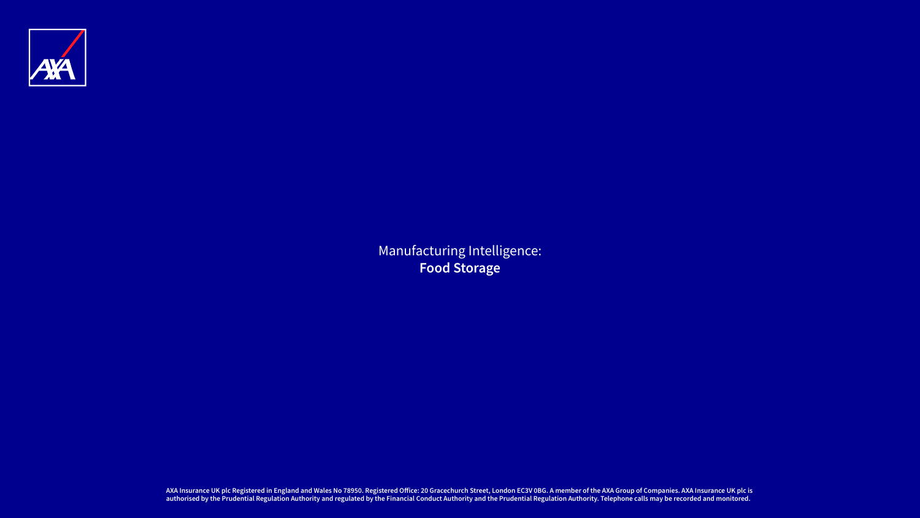Manufacturing Intelligence:
**Food Storage**

**AXA Insurance UK plc Registered in England and Wales No 78950. Registered Office: 20 Gracechurch Street, London EC3V 0BG. A member of the AXA Group of Companies. AXA Insurance UK plc is authorised by the Prudential Regulation Authority and regulated by the Financial Conduct Authority and the Prudential Regulation Authority. Telephone calls may be recorded and monitored.**